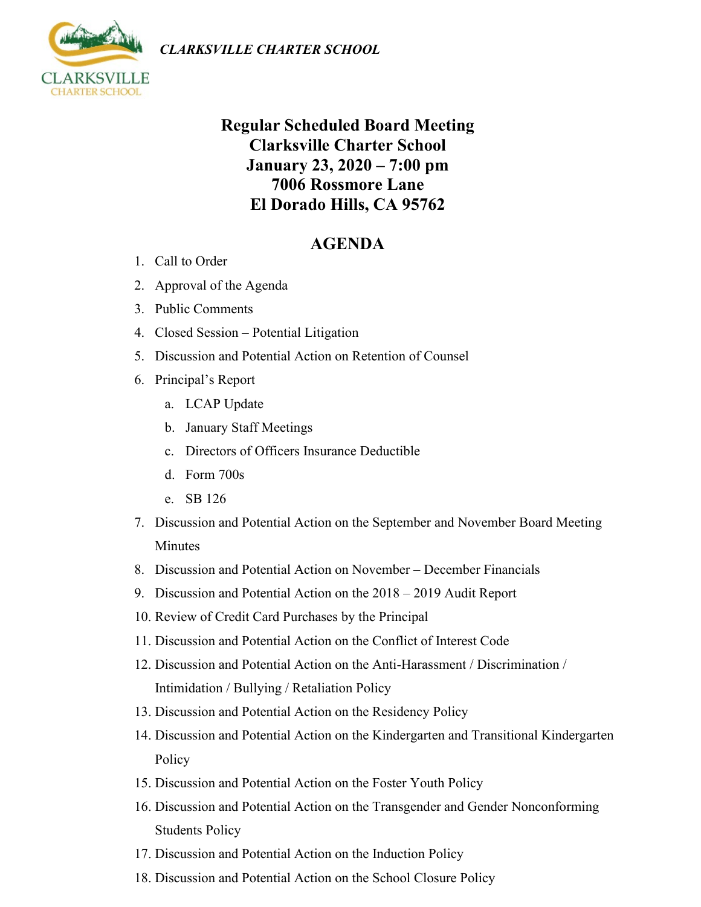*CLARKSVILLE CHARTER SCHOOL*

# Regular Scheduled Board Meeting
# Clarksville Charter School
# January 23, 2020 – 7:00 pm
# 7006 Rossmore Lane
# El Dorado Hills, CA 95762

## AGENDA

1. Call to Order
2. Approval of the Agenda
3. Public Comments
4. Closed Session – Potential Litigation
5. Discussion and Potential Action on Retention of Counsel
6. Principal's Report
   a. LCAP Update
   b. January Staff Meetings
   c. Directors of Officers Insurance Deductible
   d. Form 700s
   e. SB 126
7. Discussion and Potential Action on the September and November Board Meeting Minutes
8. Discussion and Potential Action on November – December Financials
9. Discussion and Potential Action on the 2018 – 2019 Audit Report
10. Review of Credit Card Purchases by the Principal
11. Discussion and Potential Action on the Conflict of Interest Code
12. Discussion and Potential Action on the Anti-Harassment / Discrimination / Intimidation / Bullying / Retaliation Policy
13. Discussion and Potential Action on the Residency Policy
14. Discussion and Potential Action on the Kindergarten and Transitional Kindergarten Policy
15. Discussion and Potential Action on the Foster Youth Policy
16. Discussion and Potential Action on the Transgender and Gender Nonconforming Students Policy
17. Discussion and Potential Action on the Induction Policy
18. Discussion and Potential Action on the School Closure Policy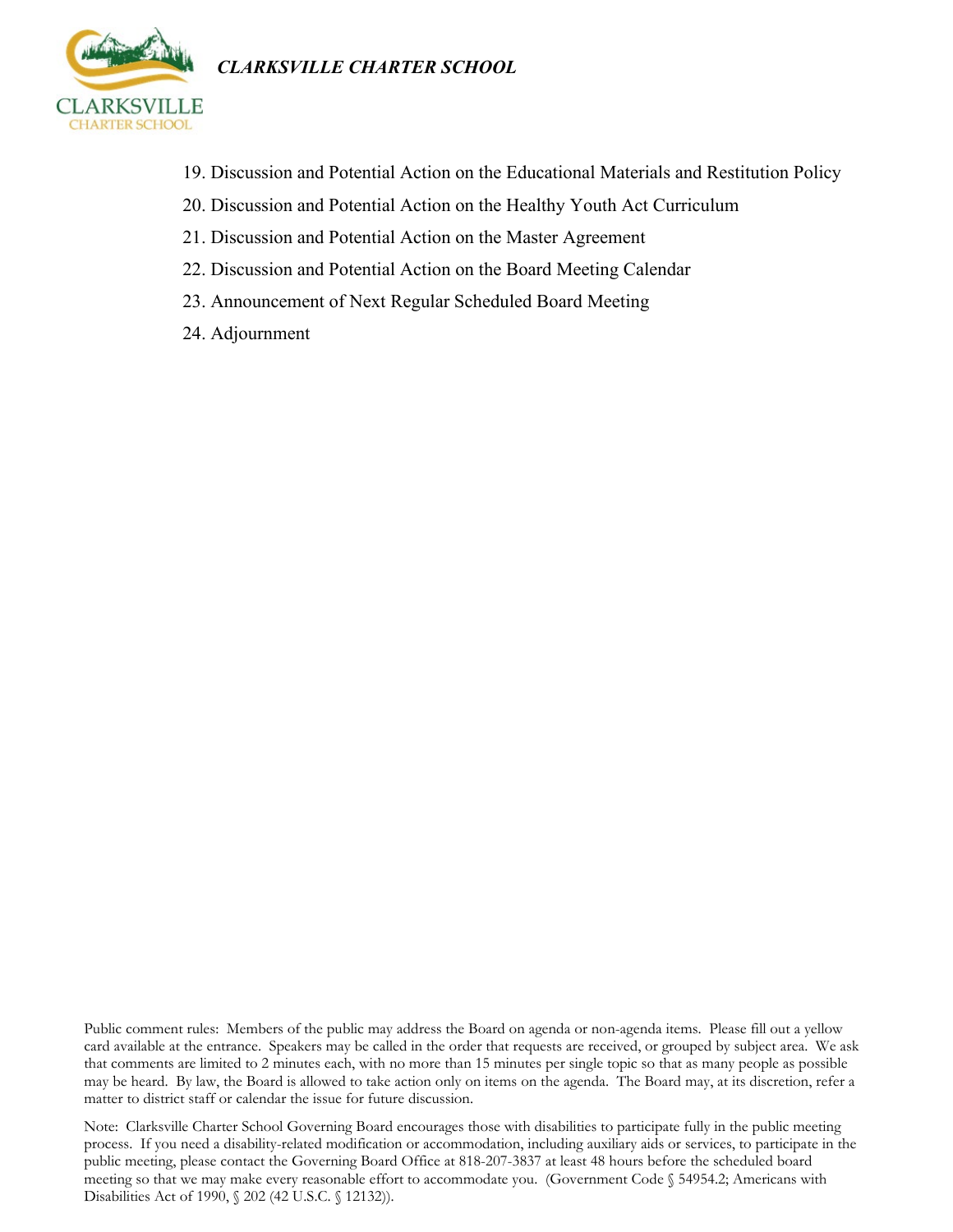19. Discussion and Potential Action on the Educational Materials and Restitution Policy
20. Discussion and Potential Action on the Healthy Youth Act Curriculum
21. Discussion and Potential Action on the Master Agreement
22. Discussion and Potential Action on the Board Meeting Calendar
23. Announcement of Next Regular Scheduled Board Meeting
24. Adjournment

Public comment rules: Members of the public may address the Board on agenda or non-agenda items. Please fill out a yellow card available at the entrance. Speakers may be called in the order that requests are received, or grouped by subject area. We ask that comments are limited to 2 minutes each, with no more than 15 minutes per single topic so that as many people as possible may be heard. By law, the Board is allowed to take action only on items on the agenda. The Board may, at its discretion, refer a matter to district staff or calendar the issue for future discussion.

Note: Clarksville Charter School Governing Board encourages those with disabilities to participate fully in the public meeting process. If you need a disability-related modification or accommodation, including auxiliary aids or services, to participate in the public meeting, please contact the Governing Board Office at 818-207-3837 at least 48 hours before the scheduled board meeting so that we may make every reasonable effort to accommodate you. (Government Code § 54954.2; Americans with Disabilities Act of 1990, § 202 (42 U.S.C. § 12132)).